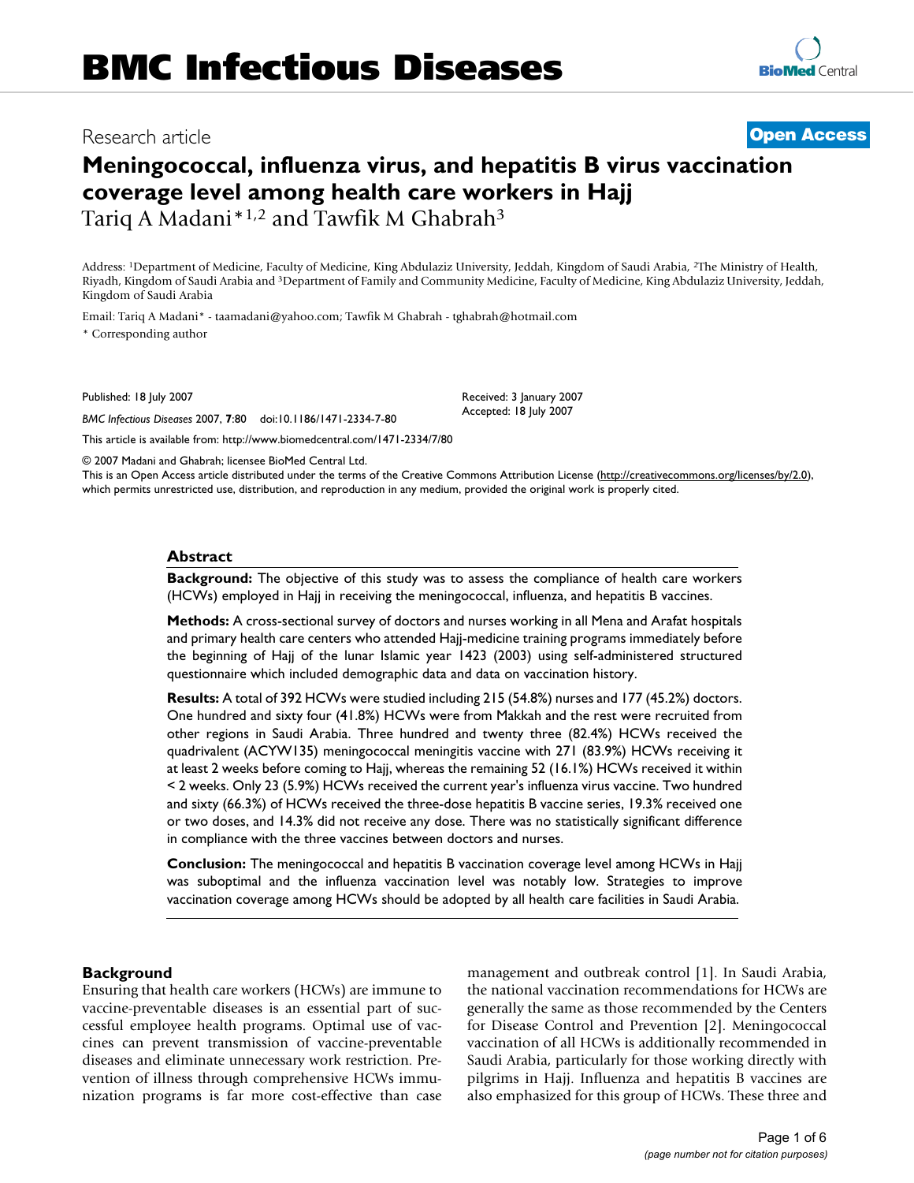# BMC Infectious Diseases

Research article

**Open Access**

# Meningococcal, influenza virus, and hepatitis B virus vaccination coverage level among health care workers in Hajj

Tariq A Madani*[1,2] and Tawfik M Ghabrah[3]

Address: [1]Department of Medicine, Faculty of Medicine, King Abdulaziz University, Jeddah, Kingdom of Saudi Arabia, [2]The Ministry of Health, Riyadh, Kingdom of Saudi Arabia and [3]Department of Family and Community Medicine, Faculty of Medicine, King Abdulaziz University, Jeddah, Kingdom of Saudi Arabia

Email: Tariq A Madani* - taamadani@yahoo.com; Tawfik M Ghabrah - tghabrah@hotmail.com

\* Corresponding author

Published: 18 July 2007

*BMC Infectious Diseases* 2007, **7**:80 doi:10.1186/1471-2334-7-80

Received: 3 January 2007
Accepted: 18 July 2007

This article is available from: http://www.biomedcentral.com/1471-2334/7/80

© 2007 Madani and Ghabrah; licensee BioMed Central Ltd.
This is an Open Access article distributed under the terms of the Creative Commons Attribution License (http://creativecommons.org/licenses/by/2.0), which permits unrestricted use, distribution, and reproduction in any medium, provided the original work is properly cited.

## Abstract

**Background:** The objective of this study was to assess the compliance of health care workers (HCWs) employed in Hajj in receiving the meningococcal, influenza, and hepatitis B vaccines.

**Methods:** A cross-sectional survey of doctors and nurses working in all Mena and Arafat hospitals and primary health care centers who attended Hajj-medicine training programs immediately before the beginning of Hajj of the lunar Islamic year 1423 (2003) using self-administered structured questionnaire which included demographic data and data on vaccination history.

**Results:** A total of 392 HCWs were studied including 215 (54.8%) nurses and 177 (45.2%) doctors. One hundred and sixty four (41.8%) HCWs were from Makkah and the rest were recruited from other regions in Saudi Arabia. Three hundred and twenty three (82.4%) HCWs received the quadrivalent (ACYW135) meningococcal meningitis vaccine with 271 (83.9%) HCWs receiving it at least 2 weeks before coming to Hajj, whereas the remaining 52 (16.1%) HCWs received it within < 2 weeks. Only 23 (5.9%) HCWs received the current year's influenza virus vaccine. Two hundred and sixty (66.3%) of HCWs received the three-dose hepatitis B vaccine series, 19.3% received one or two doses, and 14.3% did not receive any dose. There was no statistically significant difference in compliance with the three vaccines between doctors and nurses.

**Conclusion:** The meningococcal and hepatitis B vaccination coverage level among HCWs in Hajj was suboptimal and the influenza vaccination level was notably low. Strategies to improve vaccination coverage among HCWs should be adopted by all health care facilities in Saudi Arabia.

## Background

Ensuring that health care workers (HCWs) are immune to vaccine-preventable diseases is an essential part of successful employee health programs. Optimal use of vaccines can prevent transmission of vaccine-preventable diseases and eliminate unnecessary work restriction. Prevention of illness through comprehensive HCWs immunization programs is far more cost-effective than case management and outbreak control [1]. In Saudi Arabia, the national vaccination recommendations for HCWs are generally the same as those recommended by the Centers for Disease Control and Prevention [2]. Meningococcal vaccination of all HCWs is additionally recommended in Saudi Arabia, particularly for those working directly with pilgrims in Hajj. Influenza and hepatitis B vaccines are also emphasized for this group of HCWs. These three and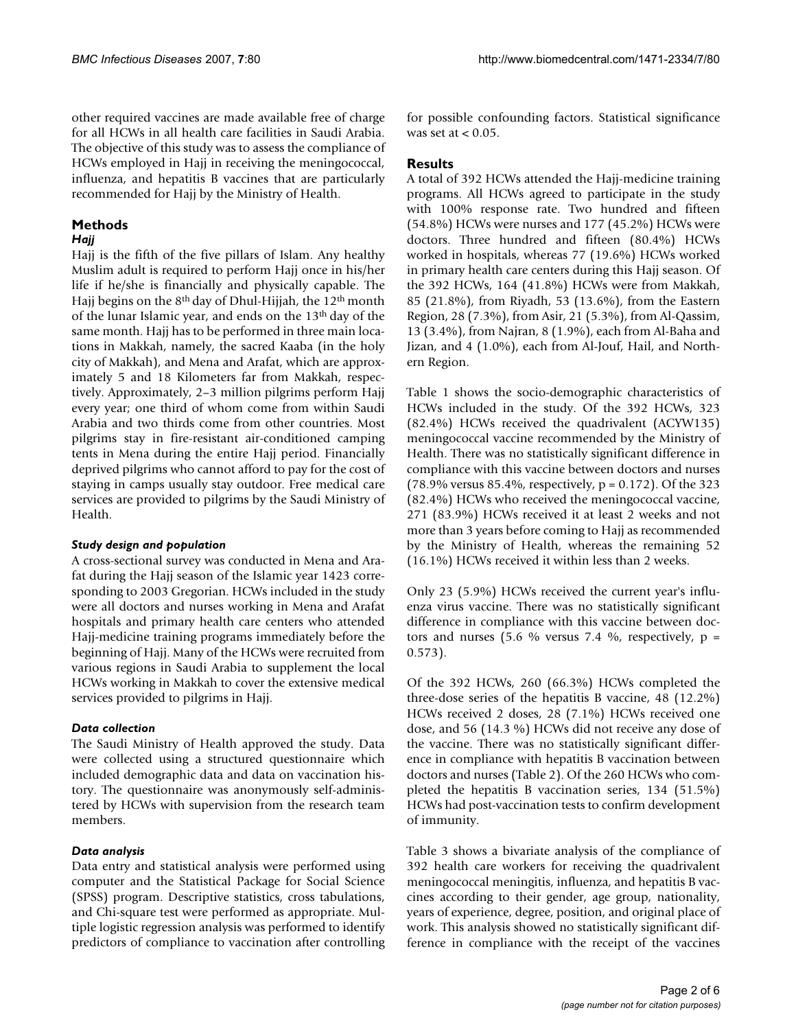other required vaccines are made available free of charge for all HCWs in all health care facilities in Saudi Arabia. The objective of this study was to assess the compliance of HCWs employed in Hajj in receiving the meningococcal, influenza, and hepatitis B vaccines that are particularly recommended for Hajj by the Ministry of Health.

## Methods

### *Hajj*

Hajj is the fifth of the five pillars of Islam. Any healthy Muslim adult is required to perform Hajj once in his/her life if he/she is financially and physically capable. The Hajj begins on the 8th day of Dhul-Hijjah, the 12th month of the lunar Islamic year, and ends on the 13th day of the same month. Hajj has to be performed in three main locations in Makkah, namely, the sacred Kaaba (in the holy city of Makkah), and Mena and Arafat, which are approximately 5 and 18 Kilometers far from Makkah, respectively. Approximately, 2–3 million pilgrims perform Hajj every year; one third of whom come from within Saudi Arabia and two thirds come from other countries. Most pilgrims stay in fire-resistant air-conditioned camping tents in Mena during the entire Hajj period. Financially deprived pilgrims who cannot afford to pay for the cost of staying in camps usually stay outdoor. Free medical care services are provided to pilgrims by the Saudi Ministry of Health.

### *Study design and population*

A cross-sectional survey was conducted in Mena and Arafat during the Hajj season of the Islamic year 1423 corresponding to 2003 Gregorian. HCWs included in the study were all doctors and nurses working in Mena and Arafat hospitals and primary health care centers who attended Hajj-medicine training programs immediately before the beginning of Hajj. Many of the HCWs were recruited from various regions in Saudi Arabia to supplement the local HCWs working in Makkah to cover the extensive medical services provided to pilgrims in Hajj.

### *Data collection*

The Saudi Ministry of Health approved the study. Data were collected using a structured questionnaire which included demographic data and data on vaccination history. The questionnaire was anonymously self-administered by HCWs with supervision from the research team members.

### *Data analysis*

Data entry and statistical analysis were performed using computer and the Statistical Package for Social Science (SPSS) program. Descriptive statistics, cross tabulations, and Chi-square test were performed as appropriate. Multiple logistic regression analysis was performed to identify predictors of compliance to vaccination after controlling for possible confounding factors. Statistical significance was set at < 0.05.

## Results

A total of 392 HCWs attended the Hajj-medicine training programs. All HCWs agreed to participate in the study with 100% response rate. Two hundred and fifteen (54.8%) HCWs were nurses and 177 (45.2%) HCWs were doctors. Three hundred and fifteen (80.4%) HCWs worked in hospitals, whereas 77 (19.6%) HCWs worked in primary health care centers during this Hajj season. Of the 392 HCWs, 164 (41.8%) HCWs were from Makkah, 85 (21.8%), from Riyadh, 53 (13.6%), from the Eastern Region, 28 (7.3%), from Asir, 21 (5.3%), from Al-Qassim, 13 (3.4%), from Najran, 8 (1.9%), each from Al-Baha and Jizan, and 4 (1.0%), each from Al-Jouf, Hail, and Northern Region.

Table 1 shows the socio-demographic characteristics of HCWs included in the study. Of the 392 HCWs, 323 (82.4%) HCWs received the quadrivalent (ACYW135) meningococcal vaccine recommended by the Ministry of Health. There was no statistically significant difference in compliance with this vaccine between doctors and nurses (78.9% versus 85.4%, respectively, $p = 0.172$). Of the 323 (82.4%) HCWs who received the meningococcal vaccine, 271 (83.9%) HCWs received it at least 2 weeks and not more than 3 years before coming to Hajj as recommended by the Ministry of Health, whereas the remaining 52 (16.1%) HCWs received it within less than 2 weeks.

Only 23 (5.9%) HCWs received the current year's influenza virus vaccine. There was no statistically significant difference in compliance with this vaccine between doctors and nurses (5.6 % versus 7.4 %, respectively, $p = 0.573$).

Of the 392 HCWs, 260 (66.3%) HCWs completed the three-dose series of the hepatitis B vaccine, 48 (12.2%) HCWs received 2 doses, 28 (7.1%) HCWs received one dose, and 56 (14.3 %) HCWs did not receive any dose of the vaccine. There was no statistically significant difference in compliance with hepatitis B vaccination between doctors and nurses (Table 2). Of the 260 HCWs who completed the hepatitis B vaccination series, 134 (51.5%) HCWs had post-vaccination tests to confirm development of immunity.

Table 3 shows a bivariate analysis of the compliance of 392 health care workers for receiving the quadrivalent meningococcal meningitis, influenza, and hepatitis B vaccines according to their gender, age group, nationality, years of experience, degree, position, and original place of work. This analysis showed no statistically significant difference in compliance with the receipt of the vaccines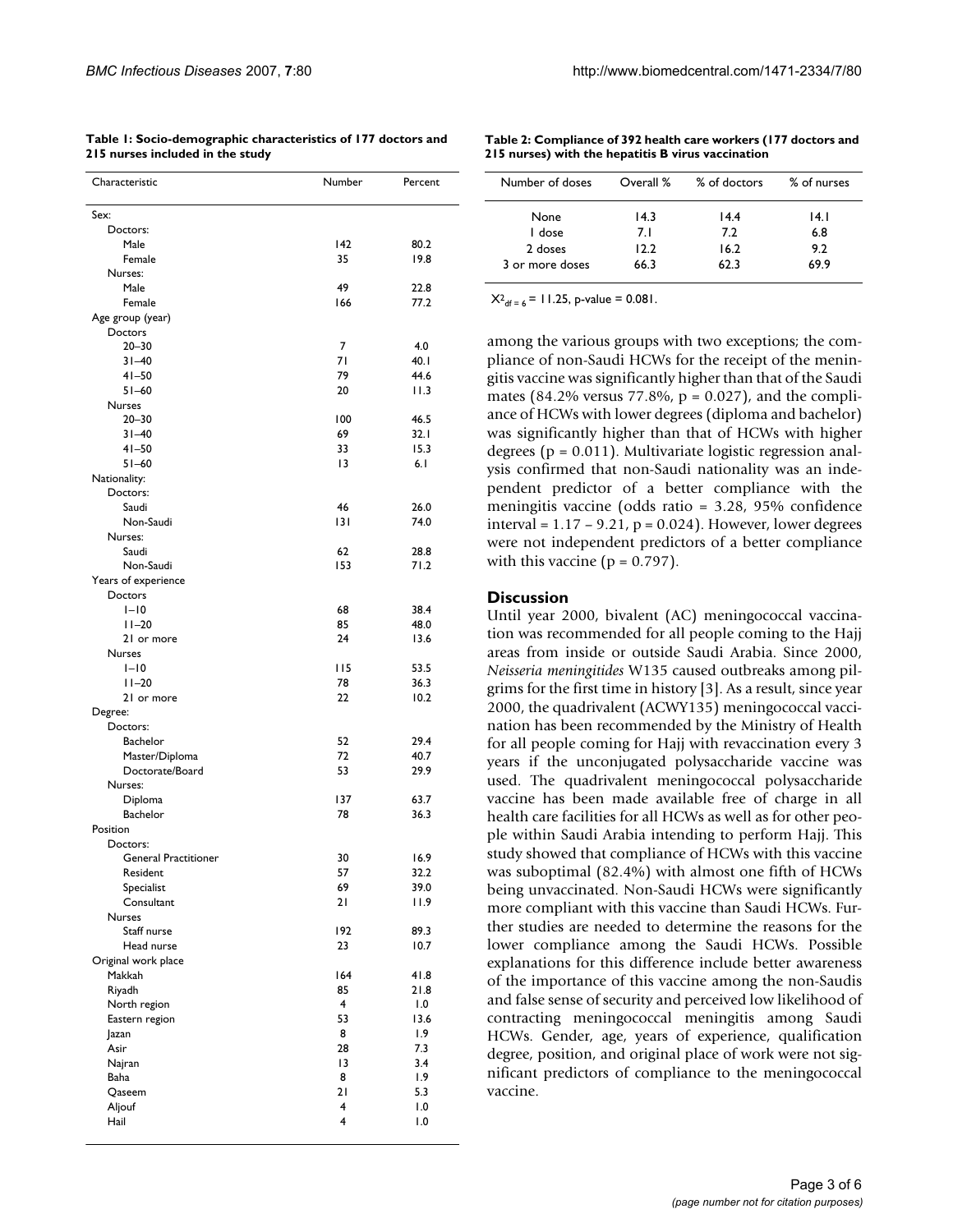**Table 1: Socio-demographic characteristics of 177 doctors and 215 nurses included in the study**

| Characteristic | Number | Percent |
| --- | --- | --- |
| Sex: | | |
| Doctors: | | |
| Male | 142 | 80.2 |
| Female | 35 | 19.8 |
| Nurses: | | |
| Male | 49 | 22.8 |
| Female | 166 | 77.2 |
| Age group (year) | | |
| Doctors | | |
| 20–30 | 7 | 4.0 |
| 31–40 | 71 | 40.1 |
| 41–50 | 79 | 44.6 |
| 51–60 | 20 | 11.3 |
| Nurses | | |
| 20–30 | 100 | 46.5 |
| 31–40 | 69 | 32.1 |
| 41–50 | 33 | 15.3 |
| 51–60 | 13 | 6.1 |
| Nationality: | | |
| Doctors: | | |
| Saudi | 46 | 26.0 |
| Non-Saudi | 131 | 74.0 |
| Nurses: | | |
| Saudi | 62 | 28.8 |
| Non-Saudi | 153 | 71.2 |
| Years of experience | | |
| Doctors | | |
| 1–10 | 68 | 38.4 |
| 11–20 | 85 | 48.0 |
| 21 or more | 24 | 13.6 |
| Nurses | | |
| 1–10 | 115 | 53.5 |
| 11–20 | 78 | 36.3 |
| 21 or more | 22 | 10.2 |
| Degree: | | |
| Doctors: | | |
| Bachelor | 52 | 29.4 |
| Master/Diploma | 72 | 40.7 |
| Doctorate/Board | 53 | 29.9 |
| Nurses: | | |
| Diploma | 137 | 63.7 |
| Bachelor | 78 | 36.3 |
| Position | | |
| Doctors: | | |
| General Practitioner | 30 | 16.9 |
| Resident | 57 | 32.2 |
| Specialist | 69 | 39.0 |
| Consultant | 21 | 11.9 |
| Nurses | | |
| Staff nurse | 192 | 89.3 |
| Head nurse | 23 | 10.7 |
| Original work place | | |
| Makkah | 164 | 41.8 |
| Riyadh | 85 | 21.8 |
| North region | 4 | 1.0 |
| Eastern region | 53 | 13.6 |
| Jazan | 8 | 1.9 |
| Asir | 28 | 7.3 |
| Najran | 13 | 3.4 |
| Baha | 8 | 1.9 |
| Qaseem | 21 | 5.3 |
| Aljouf | 4 | 1.0 |
| Hail | 4 | 1.0 |

**Table 2: Compliance of 392 health care workers (177 doctors and 215 nurses) with the hepatitis B virus vaccination**

| Number of doses | Overall % | % of doctors | % of nurses |
| --- | --- | --- | --- |
| None | 14.3 | 14.4 | 14.1 |
| 1 dose | 7.1 | 7.2 | 6.8 |
| 2 doses | 12.2 | 16.2 | 9.2 |
| 3 or more doses | 66.3 | 62.3 | 69.9 |

$X^2_{df=6} = 11.25$, p-value = 0.081.

among the various groups with two exceptions; the compliance of non-Saudi HCWs for the receipt of the meningitis vaccine was significantly higher than that of the Saudi mates (84.2% versus 77.8%, p = 0.027), and the compliance of HCWs with lower degrees (diploma and bachelor) was significantly higher than that of HCWs with higher degrees (p = 0.011). Multivariate logistic regression analysis confirmed that non-Saudi nationality was an independent predictor of a better compliance with the meningitis vaccine (odds ratio = 3.28, 95% confidence interval = 1.17 – 9.21, p = 0.024). However, lower degrees were not independent predictors of a better compliance with this vaccine (p = 0.797).

## Discussion

Until year 2000, bivalent (AC) meningococcal vaccination was recommended for all people coming to the Hajj areas from inside or outside Saudi Arabia. Since 2000, *Neisseria meningitides* W135 caused outbreaks among pilgrims for the first time in history [3]. As a result, since year 2000, the quadrivalent (ACWY135) meningococcal vaccination has been recommended by the Ministry of Health for all people coming for Hajj with revaccination every 3 years if the unconjugated polysaccharide vaccine was used. The quadrivalent meningococcal polysaccharide vaccine has been made available free of charge in all health care facilities for all HCWs as well as for other people within Saudi Arabia intending to perform Hajj. This study showed that compliance of HCWs with this vaccine was suboptimal (82.4%) with almost one fifth of HCWs being unvaccinated. Non-Saudi HCWs were significantly more compliant with this vaccine than Saudi HCWs. Further studies are needed to determine the reasons for the lower compliance among the Saudi HCWs. Possible explanations for this difference include better awareness of the importance of this vaccine among the non-Saudis and false sense of security and perceived low likelihood of contracting meningococcal meningitis among Saudi HCWs. Gender, age, years of experience, qualification degree, position, and original place of work were not significant predictors of compliance to the meningococcal vaccine.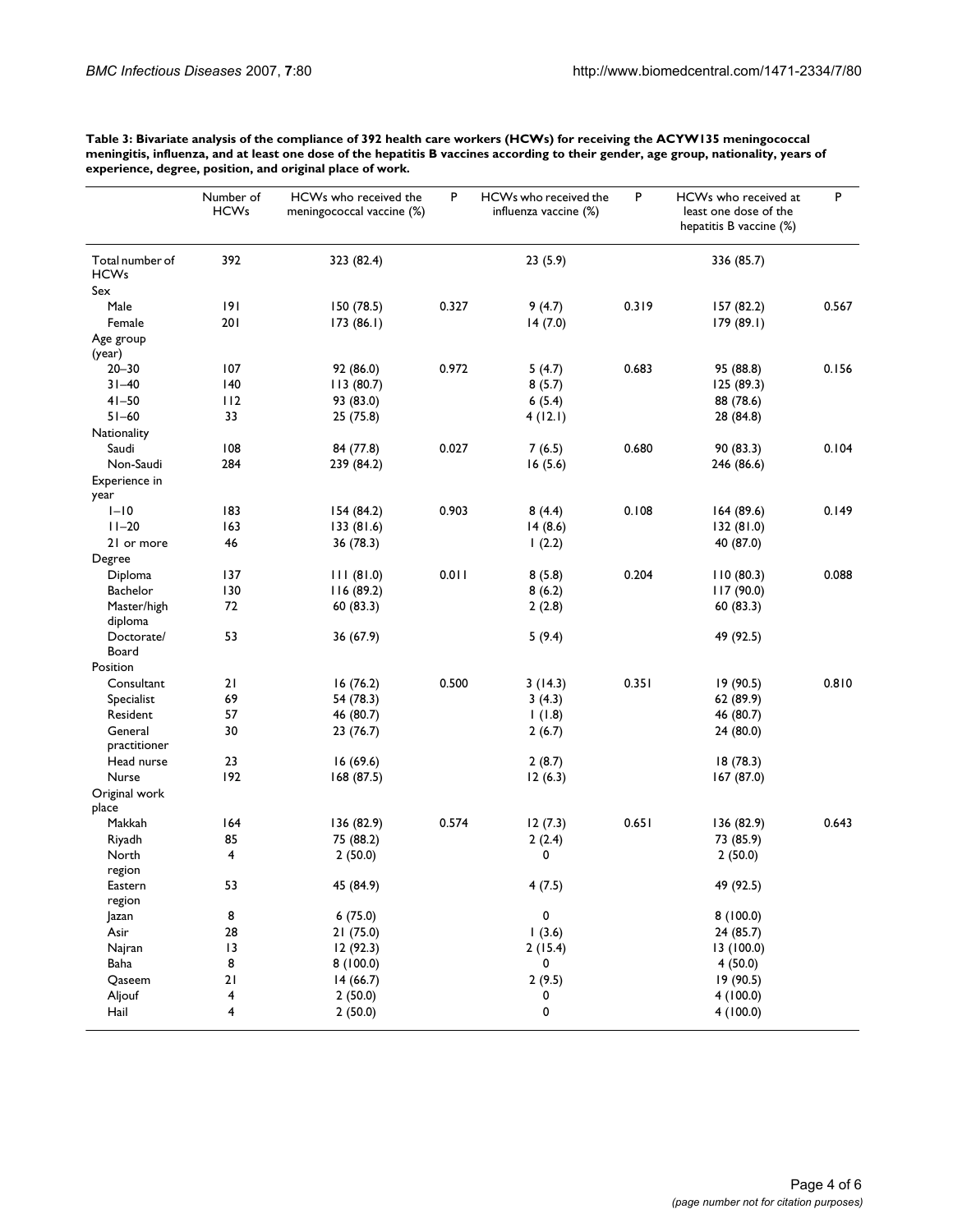**Table 3: Bivariate analysis of the compliance of 392 health care workers (HCWs) for receiving the ACYW135 meningococcal meningitis, influenza, and at least one dose of the hepatitis B vaccines according to their gender, age group, nationality, years of experience, degree, position, and original place of work.**

| | Number of HCWs | HCWs who received the meningococcal vaccine (%) | P | HCWs who received the influenza vaccine (%) | P | HCWs who received at least one dose of the hepatitis B vaccine (%) | P |
|---|---|---|---|---|---|---|---|
| Total number of HCWs | 392 | 323 (82.4) | | 23 (5.9) | | 336 (85.7) | |
| Sex | | | | | | | |
| Male | 191 | 150 (78.5) | 0.327 | 9 (4.7) | 0.319 | 157 (82.2) | 0.567 |
| Female | 201 | 173 (86.1) | | 14 (7.0) | | 179 (89.1) | |
| Age group (year) | | | | | | | |
| 20–30 | 107 | 92 (86.0) | 0.972 | 5 (4.7) | 0.683 | 95 (88.8) | 0.156 |
| 31–40 | 140 | 113 (80.7) | | 8 (5.7) | | 125 (89.3) | |
| 41–50 | 112 | 93 (83.0) | | 6 (5.4) | | 88 (78.6) | |
| 51–60 | 33 | 25 (75.8) | | 4 (12.1) | | 28 (84.8) | |
| Nationality | | | | | | | |
| Saudi | 108 | 84 (77.8) | 0.027 | 7 (6.5) | 0.680 | 90 (83.3) | 0.104 |
| Non-Saudi | 284 | 239 (84.2) | | 16 (5.6) | | 246 (86.6) | |
| Experience in year | | | | | | | |
| 1–10 | 183 | 154 (84.2) | 0.903 | 8 (4.4) | 0.108 | 164 (89.6) | 0.149 |
| 11–20 | 163 | 133 (81.6) | | 14 (8.6) | | 132 (81.0) | |
| 21 or more | 46 | 36 (78.3) | | 1 (2.2) | | 40 (87.0) | |
| Degree | | | | | | | |
| Diploma | 137 | 111 (81.0) | 0.011 | 8 (5.8) | 0.204 | 110 (80.3) | 0.088 |
| Bachelor | 130 | 116 (89.2) | | 8 (6.2) | | 117 (90.0) | |
| Master/high diploma | 72 | 60 (83.3) | | 2 (2.8) | | 60 (83.3) | |
| Doctorate/ Board | 53 | 36 (67.9) | | 5 (9.4) | | 49 (92.5) | |
| Position | | | | | | | |
| Consultant | 21 | 16 (76.2) | 0.500 | 3 (14.3) | 0.351 | 19 (90.5) | 0.810 |
| Specialist | 69 | 54 (78.3) | | 3 (4.3) | | 62 (89.9) | |
| Resident | 57 | 46 (80.7) | | 1 (1.8) | | 46 (80.7) | |
| General practitioner | 30 | 23 (76.7) | | 2 (6.7) | | 24 (80.0) | |
| Head nurse | 23 | 16 (69.6) | | 2 (8.7) | | 18 (78.3) | |
| Nurse | 192 | 168 (87.5) | | 12 (6.3) | | 167 (87.0) | |
| Original work place | | | | | | | |
| Makkah | 164 | 136 (82.9) | 0.574 | 12 (7.3) | 0.651 | 136 (82.9) | 0.643 |
| Riyadh | 85 | 75 (88.2) | | 2 (2.4) | | 73 (85.9) | |
| North region | 4 | 2 (50.0) | | 0 | | 2 (50.0) | |
| Eastern region | 53 | 45 (84.9) | | 4 (7.5) | | 49 (92.5) | |
| Jazan | 8 | 6 (75.0) | | 0 | | 8 (100.0) | |
| Asir | 28 | 21 (75.0) | | 1 (3.6) | | 24 (85.7) | |
| Najran | 13 | 12 (92.3) | | 2 (15.4) | | 13 (100.0) | |
| Baha | 8 | 8 (100.0) | | 0 | | 4 (50.0) | |
| Qaseem | 21 | 14 (66.7) | | 2 (9.5) | | 19 (90.5) | |
| Aljouf | 4 | 2 (50.0) | | 0 | | 4 (100.0) | |
| Hail | 4 | 2 (50.0) | | 0 | | 4 (100.0) | |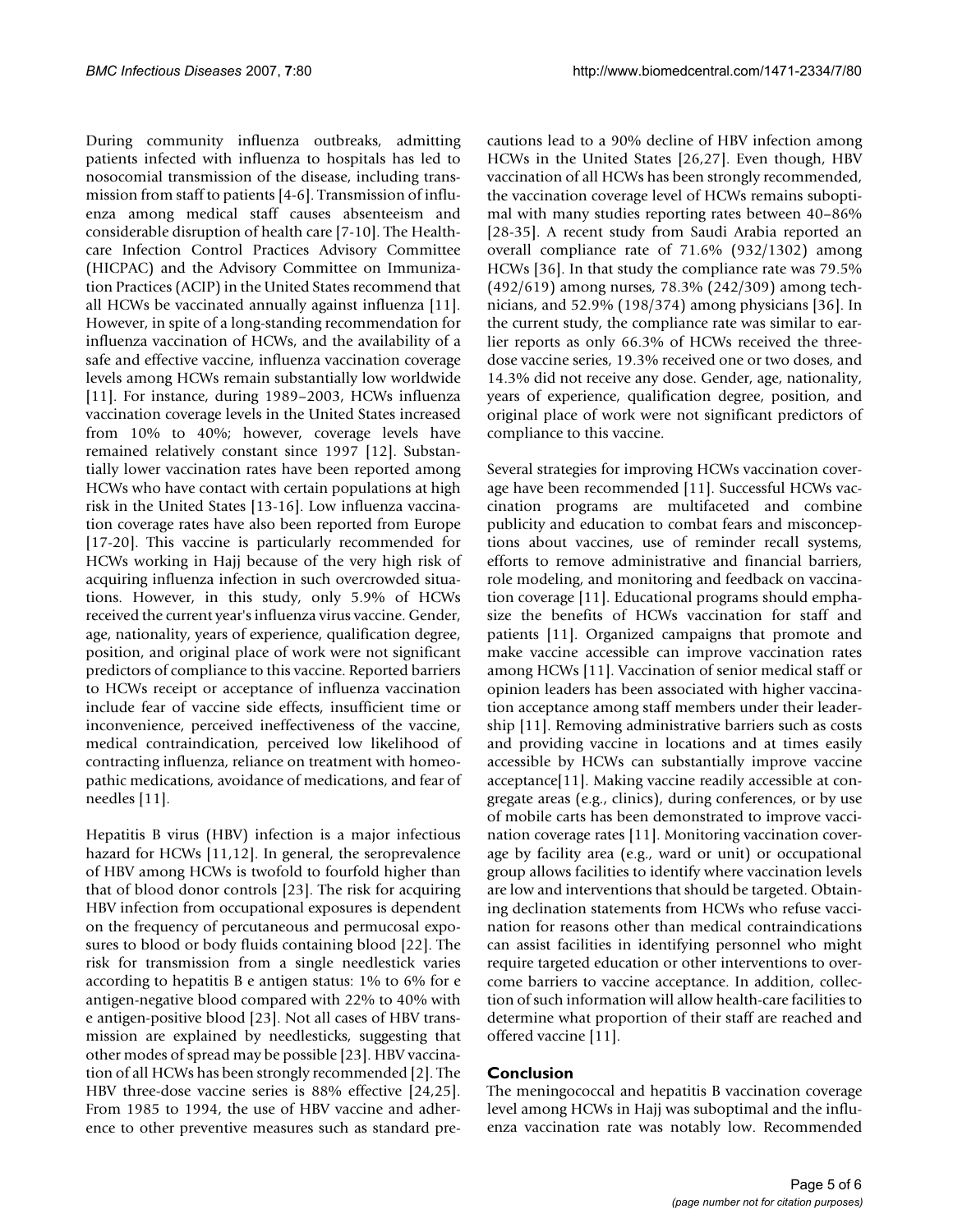During community influenza outbreaks, admitting patients infected with influenza to hospitals has led to nosocomial transmission of the disease, including transmission from staff to patients [4-6]. Transmission of influenza among medical staff causes absenteeism and considerable disruption of health care [7-10]. The Healthcare Infection Control Practices Advisory Committee (HICPAC) and the Advisory Committee on Immunization Practices (ACIP) in the United States recommend that all HCWs be vaccinated annually against influenza [11]. However, in spite of a long-standing recommendation for influenza vaccination of HCWs, and the availability of a safe and effective vaccine, influenza vaccination coverage levels among HCWs remain substantially low worldwide [11]. For instance, during 1989–2003, HCWs influenza vaccination coverage levels in the United States increased from 10% to 40%; however, coverage levels have remained relatively constant since 1997 [12]. Substantially lower vaccination rates have been reported among HCWs who have contact with certain populations at high risk in the United States [13-16]. Low influenza vaccination coverage rates have also been reported from Europe [17-20]. This vaccine is particularly recommended for HCWs working in Hajj because of the very high risk of acquiring influenza infection in such overcrowded situations. However, in this study, only 5.9% of HCWs received the current year's influenza virus vaccine. Gender, age, nationality, years of experience, qualification degree, position, and original place of work were not significant predictors of compliance to this vaccine. Reported barriers to HCWs receipt or acceptance of influenza vaccination include fear of vaccine side effects, insufficient time or inconvenience, perceived ineffectiveness of the vaccine, medical contraindication, perceived low likelihood of contracting influenza, reliance on treatment with homeopathic medications, avoidance of medications, and fear of needles [11].

Hepatitis B virus (HBV) infection is a major infectious hazard for HCWs [11,12]. In general, the seroprevalence of HBV among HCWs is twofold to fourfold higher than that of blood donor controls [23]. The risk for acquiring HBV infection from occupational exposures is dependent on the frequency of percutaneous and permucosal exposures to blood or body fluids containing blood [22]. The risk for transmission from a single needlestick varies according to hepatitis B e antigen status: 1% to 6% for e antigen-negative blood compared with 22% to 40% with e antigen-positive blood [23]. Not all cases of HBV transmission are explained by needlesticks, suggesting that other modes of spread may be possible [23]. HBV vaccination of all HCWs has been strongly recommended [2]. The HBV three-dose vaccine series is 88% effective [24,25]. From 1985 to 1994, the use of HBV vaccine and adherence to other preventive measures such as standard precautions lead to a 90% decline of HBV infection among HCWs in the United States [26,27]. Even though, HBV vaccination of all HCWs has been strongly recommended, the vaccination coverage level of HCWs remains suboptimal with many studies reporting rates between 40–86% [28-35]. A recent study from Saudi Arabia reported an overall compliance rate of 71.6% (932/1302) among HCWs [36]. In that study the compliance rate was 79.5% (492/619) among nurses, 78.3% (242/309) among technicians, and 52.9% (198/374) among physicians [36]. In the current study, the compliance rate was similar to earlier reports as only 66.3% of HCWs received the three-dose vaccine series, 19.3% received one or two doses, and 14.3% did not receive any dose. Gender, age, nationality, years of experience, qualification degree, position, and original place of work were not significant predictors of compliance to this vaccine.

Several strategies for improving HCWs vaccination coverage have been recommended [11]. Successful HCWs vaccination programs are multifaceted and combine publicity and education to combat fears and misconceptions about vaccines, use of reminder recall systems, efforts to remove administrative and financial barriers, role modeling, and monitoring and feedback on vaccination coverage [11]. Educational programs should emphasize the benefits of HCWs vaccination for staff and patients [11]. Organized campaigns that promote and make vaccine accessible can improve vaccination rates among HCWs [11]. Vaccination of senior medical staff or opinion leaders has been associated with higher vaccination acceptance among staff members under their leadership [11]. Removing administrative barriers such as costs and providing vaccine in locations and at times easily accessible by HCWs can substantially improve vaccine acceptance[11]. Making vaccine readily accessible at congregate areas (e.g., clinics), during conferences, or by use of mobile carts has been demonstrated to improve vaccination coverage rates [11]. Monitoring vaccination coverage by facility area (e.g., ward or unit) or occupational group allows facilities to identify where vaccination levels are low and interventions that should be targeted. Obtaining declination statements from HCWs who refuse vaccination for reasons other than medical contraindications can assist facilities in identifying personnel who might require targeted education or other interventions to overcome barriers to vaccine acceptance. In addition, collection of such information will allow health-care facilities to determine what proportion of their staff are reached and offered vaccine [11].

## Conclusion

The meningococcal and hepatitis B vaccination coverage level among HCWs in Hajj was suboptimal and the influenza vaccination rate was notably low. Recommended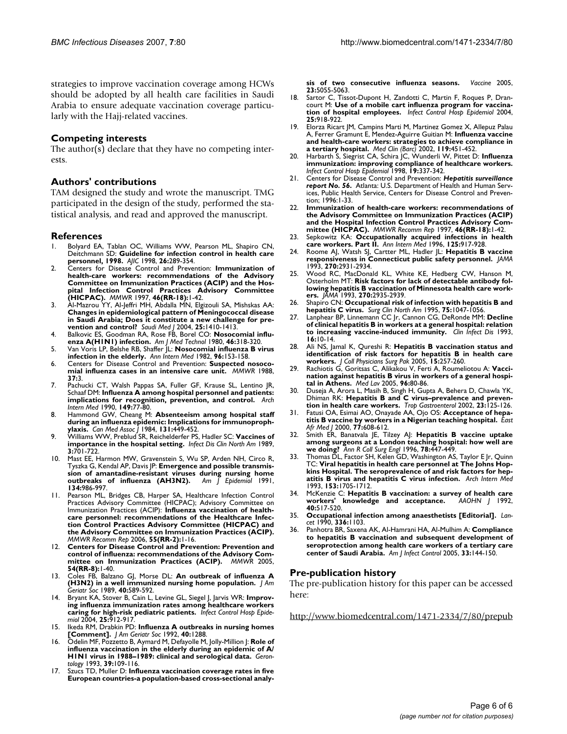strategies to improve vaccination coverage among HCWs should be adopted by all health care facilities in Saudi Arabia to ensure adequate vaccination coverage particularly with the Hajj-related vaccines.

## Competing interests

The author(s) declare that they have no competing interests.

## Authors' contributions

TAM designed the study and wrote the manuscript. TMG participated in the design of the study, performed the statistical analysis, and read and approved the manuscript.

## References

1. Bolyard EA, Tablan OC, Williams WW, Pearson ML, Shapiro CN, Deitchmann SD: **Guideline for infection control in health care personnel, 1998.** *AJIC* 1998, **26:**289-354.
2. Centers for Disease Control and Prevention: **Immunization of health-care workers: recommendations of the Advisory Committee on Immunization Practices (ACIP) and the Hospital Infection Control Practices Advisory Committee (HICPAC).** *MMWR* 1997, **46(RR-18):**1-42.
3. Al-Mazrou YY, Al-Jeffri MH, Abdalla MN, Elgizouli SA, Mishskas AA: **Changes in epidemiological pattern of Meningococcal disease in Saudi Arabia; Does it constitute a new challenge for prevention and control?** *Saudi Med J* 2004, **25:**1410-1413.
4. Balkovic ES, Goodman RA, Rose FB, Borel CO: **Nosocomial influenza A(H1N1) infection.** *Am J Med Technol* 1980, **46:**318-320.
5. Van Voris LP, Belshe RB, Shaffer JL: **Nosocomial influenza B virus infection in the elderly.** *Ann Intern Med* 1982, **96:**153-158.
6. Centers for Disease Control and Prevention: **Suspected nosocomial influenza cases in an intensive care unit.** *MMWR* 1988, **37:**3.
7. Pachucki CT, Walsh Pappas SA, Fuller GF, Krause SL, Lentino JR, Schaaf DM: **Influenza A among hospital personnel and patients: implications for recognition, prevention, and control.** *Arch Intern Med* 1990, **149:**77-80.
8. Hammond GW, Cheang M: **Absenteeism among hospital staff during an influenza epidemic: Implications for immunoprophylaxis.** *Can Med Assoc J* 1984, **131:**449-452.
9. Williams WW, Preblud SR, Reichelderfer PS, Hadler SC: **Vaccines of importance in the hospital setting.** *Infect Dis Clin North Am* 1989, **3:**701-722.
10. Mast EE, Harmon MW, Gravenstein S, Wu SP, Arden NH, Circo R, Tyszka G, Kendal AP, Davis JP: **Emergence and possible transmission of amantadine-resistant viruses during nursing home outbreaks of influenza (AH3N2).** *Am J Epidemiol* 1991, **134:**986-997.
11. Pearson ML, Bridges CB, Harper SA, Healthcare Infection Control Practices Advisory Committee (HICPAC); Advisory Committee on Immunization Practices (ACIP): **Influenza vaccination of health-care personnel: recommendations of the Healthcare Infection Control Practices Advisory Committee (HICPAC) and the Advisory Committee on Immunization Practices (ACIP).** *MMWR Recomm Rep* 2006, **55(RR-2):**1-16.
12. **Centers for Disease Control and Prevention: Prevention and control of influenza: recommendations of the Advisory Committee on Immunization Practices (ACIP).** *MMWR* 2005, **54(RR-8):**1-40.
13. Coles FB, Balzano GJ, Morse DL: **An outbreak of influenza A (H3N2) in a well immunized nursing home population.** *J Am Geriatr Soc* 1989, **40:**589-592.
14. Bryant KA, Stover B, Cain L, Levine GL, Siegel J, Jarvis WR: **Improving influenza immunization rates among healthcare workers caring for high-risk pediatric patients.** *Infect Control Hosp Epidemiol* 2004, **25:**912-917.
15. Ikeda RM, Drabkin PD: **Influenza A outbreaks in nursing homes [Comment].** *J Am Geriatr Soc* 1992, **40:**1288.
16. Odelin MF, Pozzetto B, Aymard M, Defayolle M, Jolly-Million J: **Role of influenza vaccination in the elderly during an epidemic of A/H1N1 virus in 1988–1989: clinical and serological data.** *Gerontology* 1993, **39:**109-116.
17. Szucs TD, Muller D: **Influenza vaccination coverage rates in five European countries-a population-based cross-sectional analysis of two consecutive influenza seasons.** *Vaccine* 2005, **23:**5055-5063.
18. Sartor C, Tissot-Dupont H, Zandotti C, Martin F, Roques P, Drancourt M: **Use of a mobile cart influenza program for vaccination of hospital employees.** *Infect Control Hosp Epidemiol* 2004, **25:**918-922.
19. Elorza Ricart JM, Campins Marti M, Martinez Gomez X, Allepuz Palau A, Ferrer Gramunt E, Mendez-Aguirre Guitian M: **Influenza vaccine and health-care workers: strategies to achieve compliance in a tertiary hospital.** *Med Clin (Barc)* 2002, **119:**451-452.
20. Harbarth S, Siegrist CA, Schira JC, Wunderli W, Pittet D: **Influenza immunization: improving compliance of healthcare workers.** *Infect Control Hosp Epidemiol* 1998, **19:**337-342.
21. Centers for Disease Control and Prevention: ***Hepatitis surveillance report No. 56.*** Atlanta: U.S. Department of Health and Human Services, Public Health Service, Centers for Disease Control and Prevention; 1996:1-33.
22. **Immunization of health-care workers: recommendations of the Advisory Committee on Immunization Practices (ACIP) and the Hospital Infection Control Practices Advisory Committee (HICPAC).** *MMWR Recomm Rep* 1997, **46(RR-18):**1-42.
23. Sepkowitz KA: **Occupationally acquired infections in health care workers. Part II.** *Ann Intern Med* 1996, **125:**917-928.
24. Roome AJ, Watsh SJ, Cartter ML, Hadler JL: **Hepatitis B vaccine responsiveness in Connecticut public safety personnel.** *JAMA* 1993, **270:**2931-2934.
25. Wood RC, MacDonald KL, White KE, Hedberg CW, Hanson M, Osterholm MT: **Risk factors for lack of detectable antibody following hepatitis B vaccination of Minnesota health care workers.** *JAMA* 1993, **270:**2935-2939.
26. Shapiro CN: **Occupational risk of infection with hepatitis B and hepatitis C virus.** *Surg Clin North Am* 1995, **75:**1047-1056.
27. Lanphear BP, Linnemann CC Jr, Cannon CG, DeRonde MM: **Decline of clinical hepatitis B in workers at a general hospital: relation to increasing vaccine-induced immunity.** *Clin Infect Dis* 1993, **16:**10-14.
28. Ali NS, Jamal K, Qureshi R: **Hepatitis B vaccination status and identification of risk factors for hepatitis B in health care workers.** *J Coll Physicians Surg Pak* 2005, **15:**257-260.
29. Rachiotis G, Goritsas C, Alikakou V, Ferti A, Roumeliotou A: **Vaccination against hepatitis B virus in workers of a general hospital in Athens.** *Med Lav* 2005, **96:**80-86.
30. Duseja A, Arora L, Masih B, Singh H, Gupta A, Behera D, Chawla YK, Dhiman RK: **Hepatitis B and C virus–prevalence and prevention in health care workers.** *Trop Gastroenterol* 2002, **23:**125-126.
31. Fatusi OA, Esimai AO, Onayade AA, Ojo OS: **Acceptance of hepatitis B vaccine by workers in a Nigerian teaching hospital.** *East Afr Med J* 2000, **77:**608-612.
32. Smith ER, Banatvala JE, Tilzey AJ: **Hepatitis B vaccine uptake among surgeons at a London teaching hospital: how well are we doing?** *Ann R Coll Surg Engl* 1996, **78:**447-449.
33. Thomas DL, Factor SH, Kelen GD, Washington AS, Taylor E Jr, Quinn TC: **Viral hepatitis in health care personnel at The Johns Hopkins Hospital. The seroprevalence of and risk factors for hepatitis B virus and hepatitis C virus infection.** *Arch Intern Med* 1993, **153:**1705-1712.
34. McKenzie C: **Hepatitis B vaccination: a survey of health care workers' knowledge and acceptance.** *AAOHN J* 1992, **40:**517-520.
35. **Occupational infection among anaesthetists [Editorial].** *Lancet* 1990, **336:**1103.
36. Panhotra BR, Saxena AK, Al-Hamrani HA, Al-Mulhim A: **Compliance to hepatitis B vaccination and subsequent development of seroprotection among health care workers of a tertiary care center of Saudi Arabia.** *Am J Infect Control* 2005, **33:**144-150.

## Pre-publication history

The pre-publication history for this paper can be accessed here:

http://www.biomedcentral.com/1471-2334/7/80/prepub